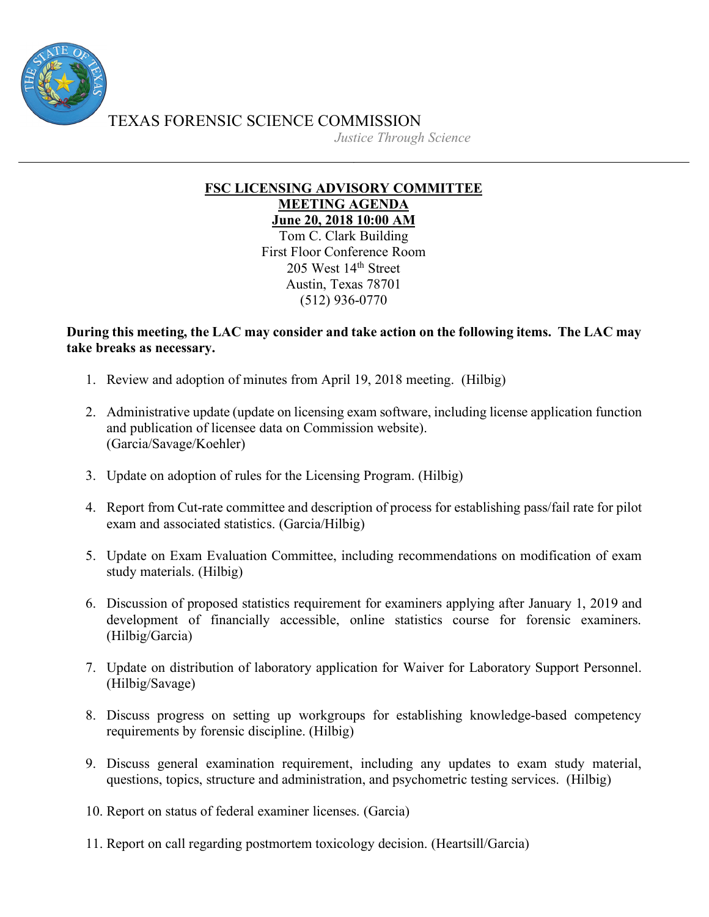TEXAS FORENSIC SCIENCE COMMISSION

*Justice Through Science*

---

# FSC LICENSING ADVISORY COMMITTEE
## MEETING AGENDA
## June 20, 2018 10:00 AM

Tom C. Clark Building
First Floor Conference Room
205 West 14th Street
Austin, Texas 78701
(512) 936-0770

**During this meeting, the LAC may consider and take action on the following items. The LAC may take breaks as necessary.**

1. Review and adoption of minutes from April 19, 2018 meeting. (Hilbig)

2. Administrative update (update on licensing exam software, including license application function and publication of licensee data on Commission website). (Garcia/Savage/Koehler)

3. Update on adoption of rules for the Licensing Program. (Hilbig)

4. Report from Cut-rate committee and description of process for establishing pass/fail rate for pilot exam and associated statistics. (Garcia/Hilbig)

5. Update on Exam Evaluation Committee, including recommendations on modification of exam study materials. (Hilbig)

6. Discussion of proposed statistics requirement for examiners applying after January 1, 2019 and development of financially accessible, online statistics course for forensic examiners. (Hilbig/Garcia)

7. Update on distribution of laboratory application for Waiver for Laboratory Support Personnel. (Hilbig/Savage)

8. Discuss progress on setting up workgroups for establishing knowledge-based competency requirements by forensic discipline. (Hilbig)

9. Discuss general examination requirement, including any updates to exam study material, questions, topics, structure and administration, and psychometric testing services. (Hilbig)

10. Report on status of federal examiner licenses. (Garcia)

11. Report on call regarding postmortem toxicology decision. (Heartsill/Garcia)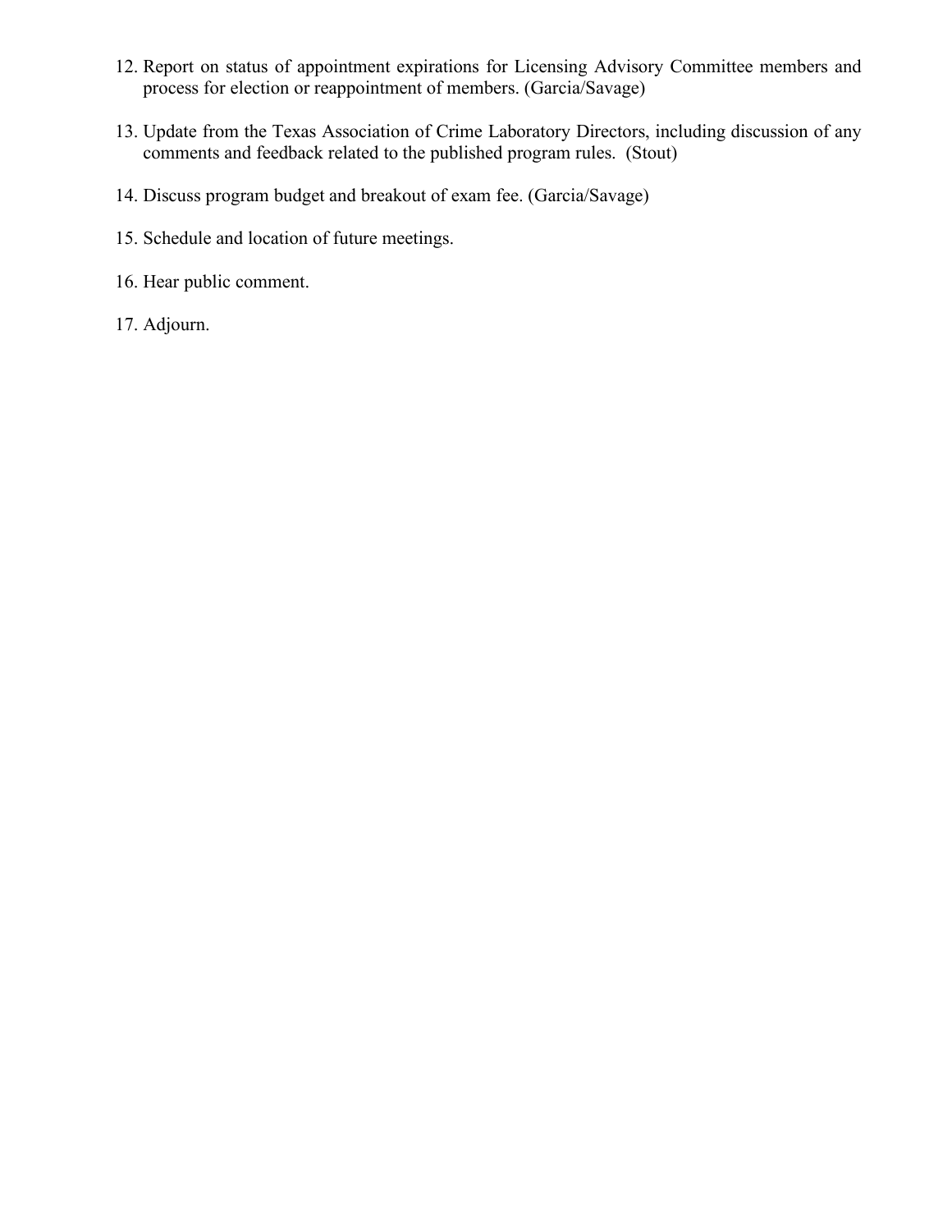12. Report on status of appointment expirations for Licensing Advisory Committee members and process for election or reappointment of members. (Garcia/Savage)

13. Update from the Texas Association of Crime Laboratory Directors, including discussion of any comments and feedback related to the published program rules. (Stout)

14. Discuss program budget and breakout of exam fee. (Garcia/Savage)

15. Schedule and location of future meetings.

16. Hear public comment.

17. Adjourn.